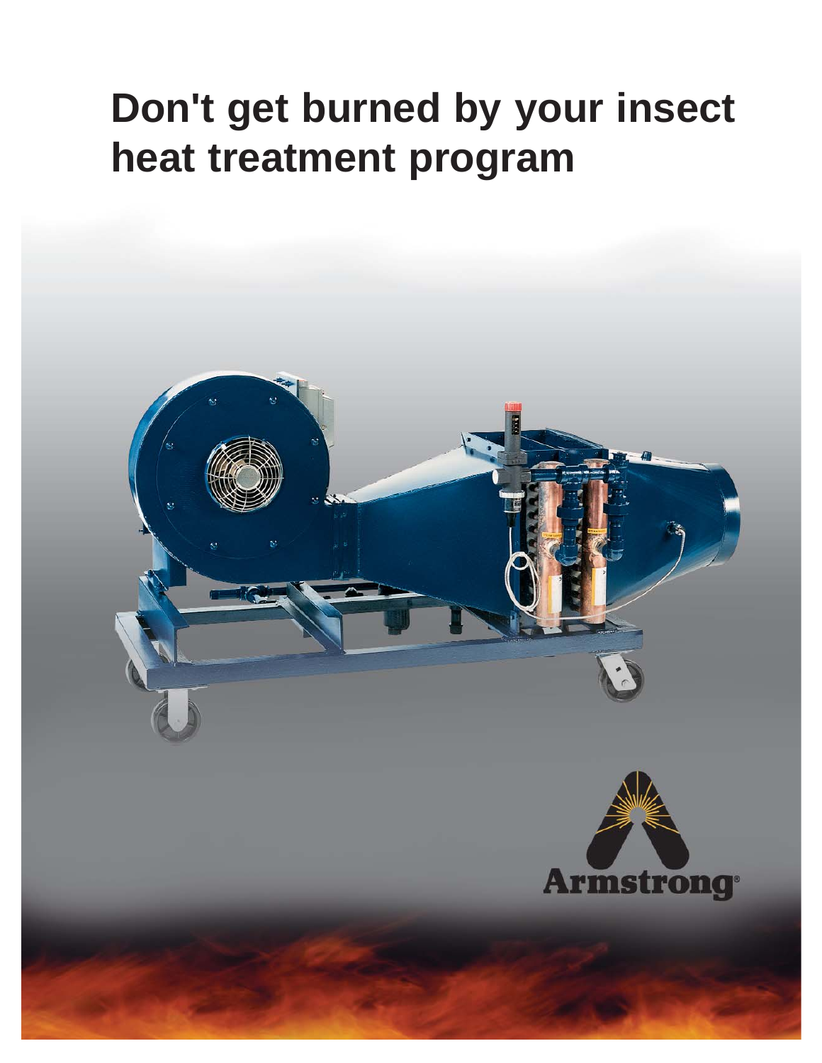# Don't get burned by your insect heat treatment program

Armstrong®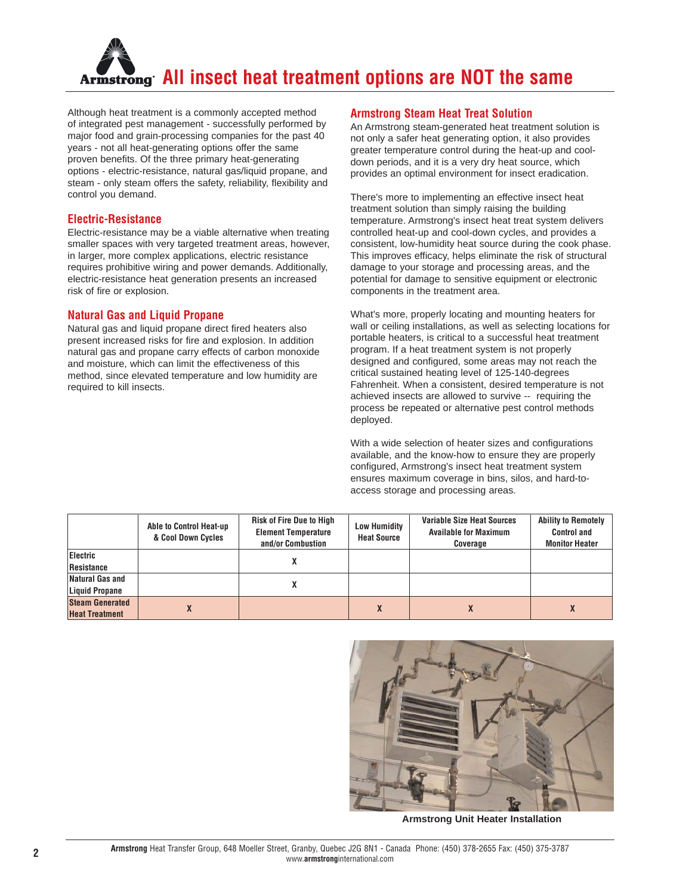# All insect heat treatment options are NOT the same

Although heat treatment is a commonly accepted method of integrated pest management - successfully performed by major food and grain-processing companies for the past 40 years - not all heat-generating options offer the same proven benefits. Of the three primary heat-generating options - electric-resistance, natural gas/liquid propane, and steam - only steam offers the safety, reliability, flexibility and control you demand.

## Electric-Resistance

Electric-resistance may be a viable alternative when treating smaller spaces with very targeted treatment areas, however, in larger, more complex applications, electric resistance requires prohibitive wiring and power demands. Additionally, electric-resistance heat generation presents an increased risk of fire or explosion.

## Natural Gas and Liquid Propane

Natural gas and liquid propane direct fired heaters also present increased risks for fire and explosion. In addition natural gas and propane carry effects of carbon monoxide and moisture, which can limit the effectiveness of this method, since elevated temperature and low humidity are required to kill insects.

## Armstrong Steam Heat Treat Solution

An Armstrong steam-generated heat treatment solution is not only a safer heat generating option, it also provides greater temperature control during the heat-up and cool-down periods, and it is a very dry heat source, which provides an optimal environment for insect eradication.

There's more to implementing an effective insect heat treatment solution than simply raising the building temperature. Armstrong's insect heat treat system delivers controlled heat-up and cool-down cycles, and provides a consistent, low-humidity heat source during the cook phase. This improves efficacy, helps eliminate the risk of structural damage to your storage and processing areas, and the potential for damage to sensitive equipment or electronic components in the treatment area.

What's more, properly locating and mounting heaters for wall or ceiling installations, as well as selecting locations for portable heaters, is critical to a successful heat treatment program. If a heat treatment system is not properly designed and configured, some areas may not reach the critical sustained heating level of 125-140-degrees Fahrenheit. When a consistent, desired temperature is not achieved insects are allowed to survive -- requiring the process be repeated or alternative pest control methods deployed.

With a wide selection of heater sizes and configurations available, and the know-how to ensure they are properly configured, Armstrong's insect heat treatment system ensures maximum coverage in bins, silos, and hard-to-access storage and processing areas.

| | Able to Control Heat-up & Cool Down Cycles | Risk of Fire Due to High Element Temperature and/or Combustion | Low Humidity Heat Source | Variable Size Heat Sources Available for Maximum Coverage | Ability to Remotely Control and Monitor Heater |
|---|---|---|---|---|---|
| Electric Resistance | | X | | | |
| Natural Gas and Liquid Propane | | X | | | |
| Steam Generated Heat Treatment | X | | X | X | X |

Armstrong Unit Heater Installation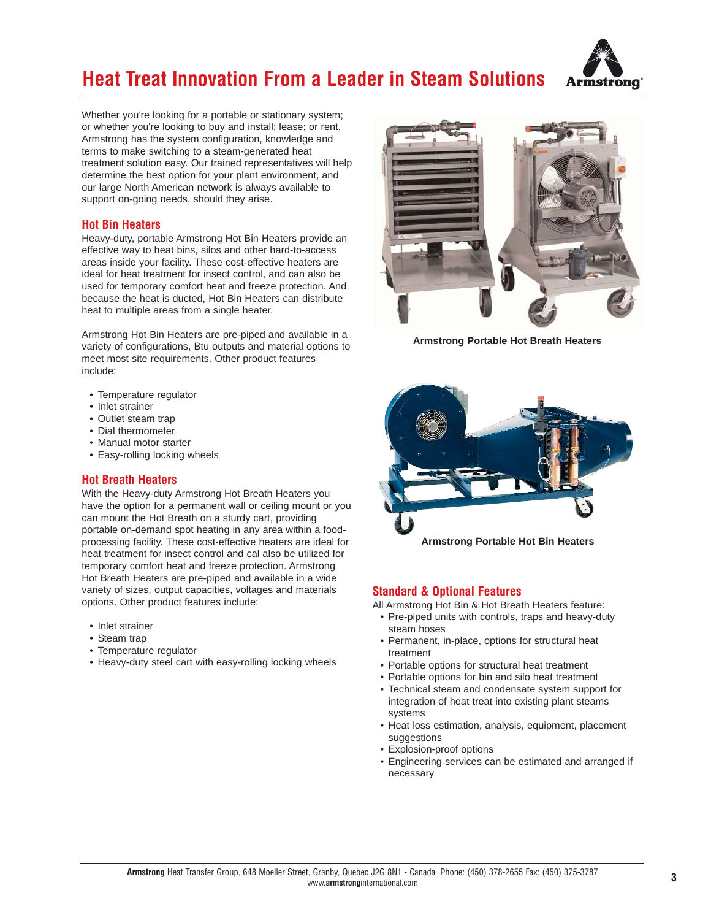# Heat Treat Innovation From a Leader in Steam Solutions

Whether you're looking for a portable or stationary system; or whether you're looking to buy and install; lease; or rent, Armstrong has the system configuration, knowledge and terms to make switching to a steam-generated heat treatment solution easy. Our trained representatives will help determine the best option for your plant environment, and our large North American network is always available to support on-going needs, should they arise.

## Hot Bin Heaters

Heavy-duty, portable Armstrong Hot Bin Heaters provide an effective way to heat bins, silos and other hard-to-access areas inside your facility. These cost-effective heaters are ideal for heat treatment for insect control, and can also be used for temporary comfort heat and freeze protection. And because the heat is ducted, Hot Bin Heaters can distribute heat to multiple areas from a single heater.

Armstrong Hot Bin Heaters are pre-piped and available in a variety of configurations, Btu outputs and material options to meet most site requirements. Other product features include:

- Temperature regulator
- Inlet strainer
- Outlet steam trap
- Dial thermometer
- Manual motor starter
- Easy-rolling locking wheels

## Hot Breath Heaters

With the Heavy-duty Armstrong Hot Breath Heaters you have the option for a permanent wall or ceiling mount or you can mount the Hot Breath on a sturdy cart, providing portable on-demand spot heating in any area within a food-processing facility. These cost-effective heaters are ideal for heat treatment for insect control and cal also be utilized for temporary comfort heat and freeze protection. Armstrong Hot Breath Heaters are pre-piped and available in a wide variety of sizes, output capacities, voltages and materials options. Other product features include:

- Inlet strainer
- Steam trap
- Temperature regulator
- Heavy-duty steel cart with easy-rolling locking wheels

**Armstrong Portable Hot Breath Heaters**

**Armstrong Portable Hot Bin Heaters**

## Standard & Optional Features

All Armstrong Hot Bin & Hot Breath Heaters feature:

- Pre-piped units with controls, traps and heavy-duty steam hoses
- Permanent, in-place, options for structural heat treatment
- Portable options for structural heat treatment
- Portable options for bin and silo heat treatment
- Technical steam and condensate system support for integration of heat treat into existing plant steams systems
- Heat loss estimation, analysis, equipment, placement suggestions
- Explosion-proof options
- Engineering services can be estimated and arranged if necessary

**Armstrong** Heat Transfer Group, 648 Moeller Street, Granby, Quebec J2G 8N1 - Canada Phone: (450) 378-2655 Fax: (450) 375-3787
www.armstronginternational.com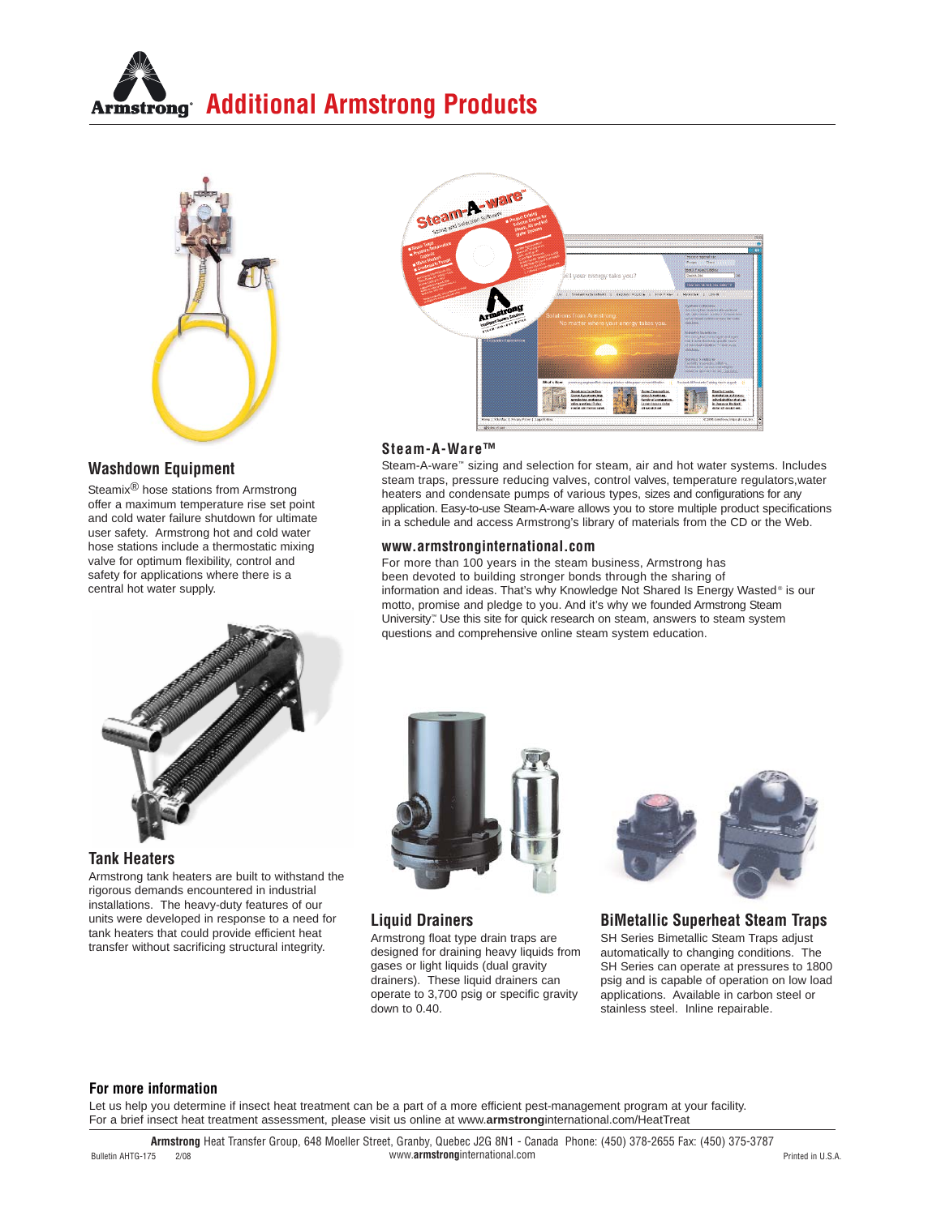# Additional Armstrong Products

## Washdown Equipment

Steamix® hose stations from Armstrong offer a maximum temperature rise set point and cold water failure shutdown for ultimate user safety. Armstrong hot and cold water hose stations include a thermostatic mixing valve for optimum flexibility, control and safety for applications where there is a central hot water supply.

## Steam-A-Ware™

Steam-A-ware™ sizing and selection for steam, air and hot water systems. Includes steam traps, pressure reducing valves, control valves, temperature regulators, water heaters and condensate pumps of various types, sizes and configurations for any application. Easy-to-use Steam-A-ware allows you to store multiple product specifications in a schedule and access Armstrong's library of materials from the CD or the Web.

## www.armstronginternational.com

For more than 100 years in the steam business, Armstrong has been devoted to building stronger bonds through the sharing of information and ideas. That's why Knowledge Not Shared Is Energy Wasted® is our motto, promise and pledge to you. And it's why we founded Armstrong Steam University™. Use this site for quick research on steam, answers to steam system questions and comprehensive online steam system education.

## Tank Heaters

Armstrong tank heaters are built to withstand the rigorous demands encountered in industrial installations. The heavy-duty features of our units were developed in response to a need for tank heaters that could provide efficient heat transfer without sacrificing structural integrity.

## Liquid Drainers

Armstrong float type drain traps are designed for draining heavy liquids from gases or light liquids (dual gravity drainers). These liquid drainers can operate to 3,700 psig or specific gravity down to 0.40.

## BiMetallic Superheat Steam Traps

SH Series Bimetallic Steam Traps adjust automatically to changing conditions. The SH Series can operate at pressures to 1800 psig and is capable of operation on low load applications. Available in carbon steel or stainless steel. Inline repairable.

## For more information

Let us help you determine if insect heat treatment can be a part of a more efficient pest-management program at your facility. For a brief insect heat treatment assessment, please visit us online at www.**armstrong**international.com/HeatTreat

**Armstrong** Heat Transfer Group, 648 Moeller Street, Granby, Quebec J2G 8N1 - Canada Phone: (450) 378-2655 Fax: (450) 375-3787
www.**armstrong**international.com

Bulletin AHTG-175 2/08

Printed in U.S.A.